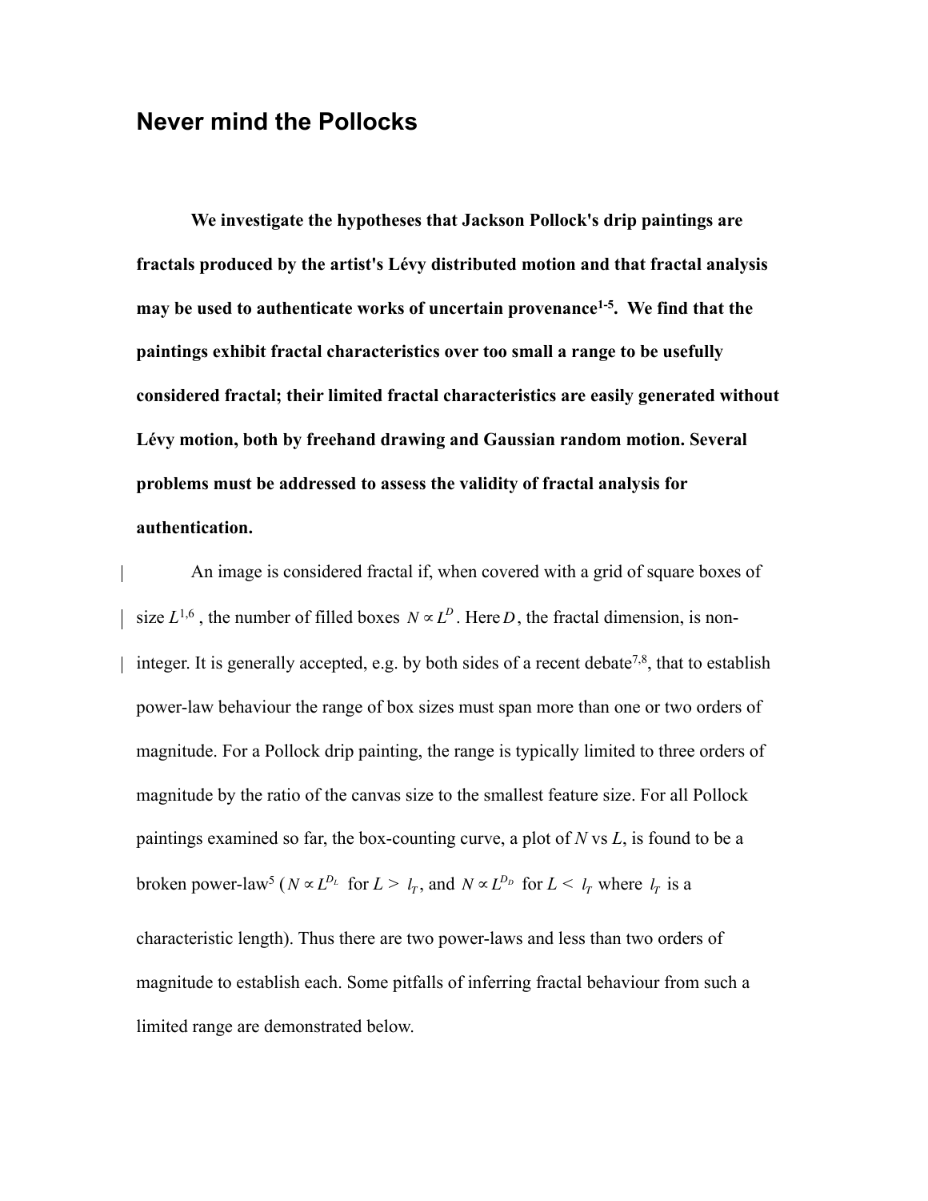## Never mind the Pollocks

**We investigate the hypotheses that Jackson Pollock's drip paintings are fractals produced by the artist's Lévy distributed motion and that fractal analysis may be used to authenticate works of uncertain provenance[1-5]. We find that the paintings exhibit fractal characteristics over too small a range to be usefully considered fractal; their limited fractal characteristics are easily generated without Lévy motion, both by freehand drawing and Gaussian random motion. Several problems must be addressed to assess the validity of fractal analysis for authentication.**

An image is considered fractal if, when covered with a grid of square boxes of size $L$[1,6], the number of filled boxes $N \propto L^D$. Here $D$, the fractal dimension, is non-integer. It is generally accepted, e.g. by both sides of a recent debate[7,8], that to establish power-law behaviour the range of box sizes must span more than one or two orders of magnitude. For a Pollock drip painting, the range is typically limited to three orders of magnitude by the ratio of the canvas size to the smallest feature size. For all Pollock paintings examined so far, the box-counting curve, a plot of $N$ vs $L$, is found to be a broken power-law[5] ($N \propto L^{D_L}$ for $L > l_T$, and $N \propto L^{D_D}$ for $L < l_T$ where $l_T$ is a characteristic length). Thus there are two power-laws and less than two orders of magnitude to establish each. Some pitfalls of inferring fractal behaviour from such a limited range are demonstrated below.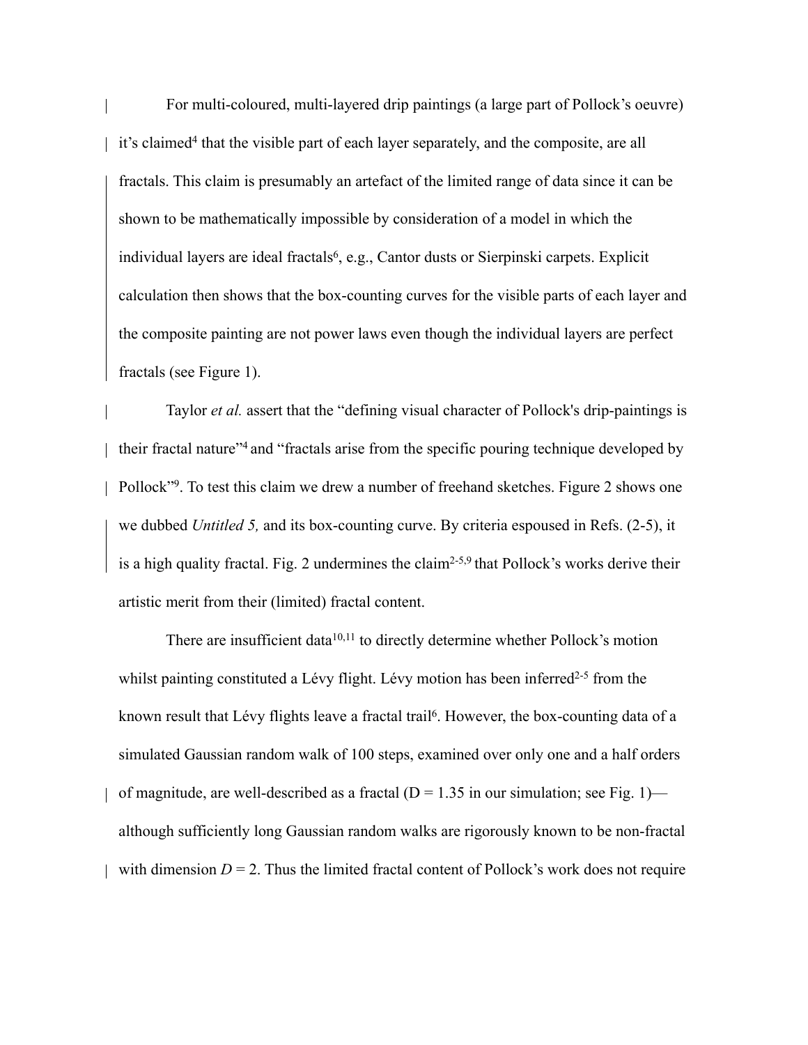For multi-coloured, multi-layered drip paintings (a large part of Pollock's oeuvre) it's claimed[4] that the visible part of each layer separately, and the composite, are all fractals. This claim is presumably an artefact of the limited range of data since it can be shown to be mathematically impossible by consideration of a model in which the individual layers are ideal fractals[6], e.g., Cantor dusts or Sierpinski carpets. Explicit calculation then shows that the box-counting curves for the visible parts of each layer and the composite painting are not power laws even though the individual layers are perfect fractals (see Figure 1).

Taylor *et al.* assert that the "defining visual character of Pollock's drip-paintings is their fractal nature"[4] and "fractals arise from the specific pouring technique developed by Pollock"[9]. To test this claim we drew a number of freehand sketches. Figure 2 shows one we dubbed *Untitled 5,* and its box-counting curve. By criteria espoused in Refs. (2-5), it is a high quality fractal. Fig. 2 undermines the claim[2-5,9] that Pollock's works derive their artistic merit from their (limited) fractal content.

There are insufficient data[10,11] to directly determine whether Pollock's motion whilst painting constituted a Lévy flight. Lévy motion has been inferred[2-5] from the known result that Lévy flights leave a fractal trail[6]. However, the box-counting data of a simulated Gaussian random walk of 100 steps, examined over only one and a half orders of magnitude, are well-described as a fractal ($D = 1.35$ in our simulation; see Fig. 1)—although sufficiently long Gaussian random walks are rigorously known to be non-fractal with dimension $D = 2$. Thus the limited fractal content of Pollock's work does not require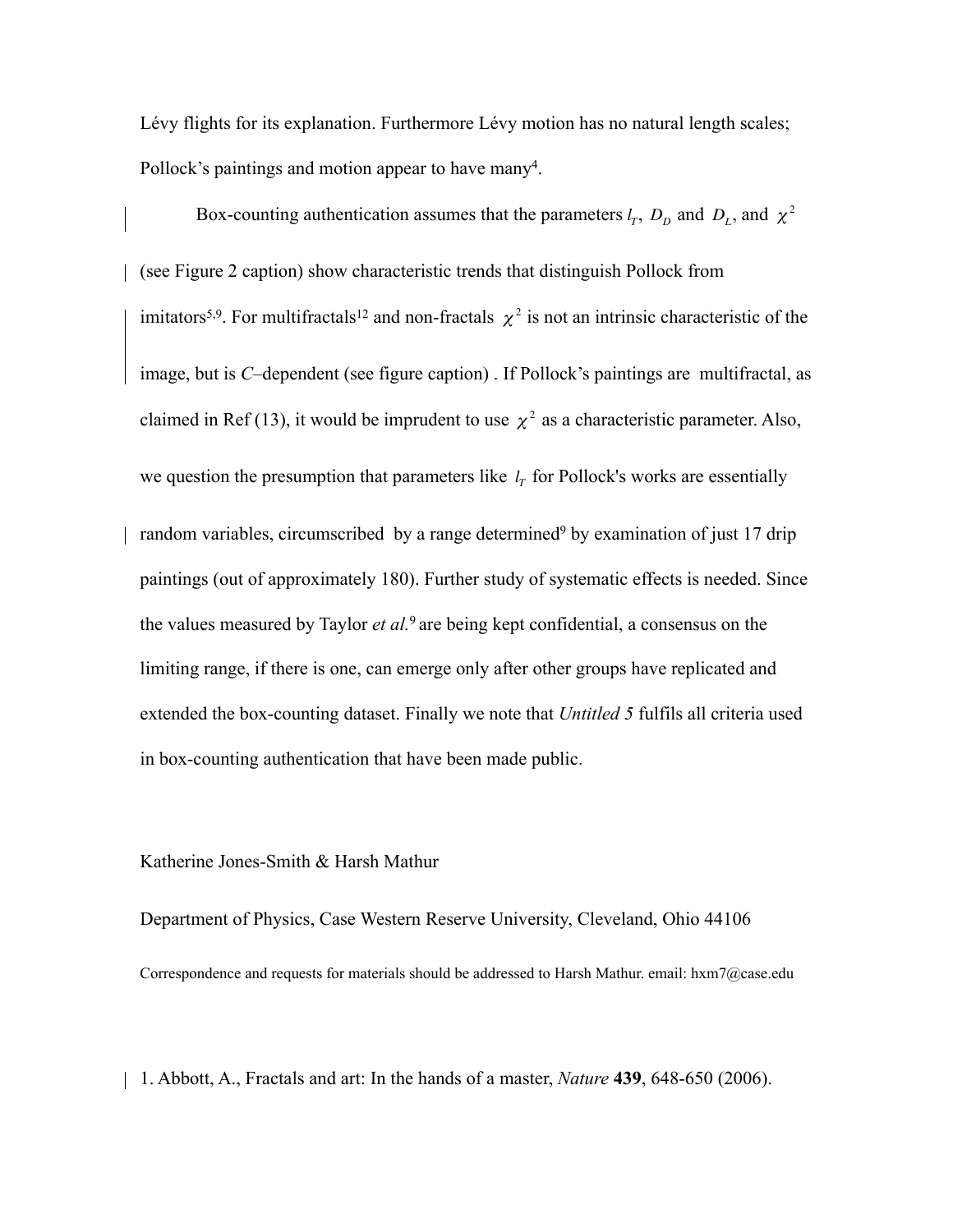Lévy flights for its explanation. Furthermore Lévy motion has no natural length scales; Pollock's paintings and motion appear to have many[4].

Box-counting authentication assumes that the parameters $l_T$, $D_D$ and $D_L$, and $\chi^2$ (see Figure 2 caption) show characteristic trends that distinguish Pollock from imitators[5,9]. For multifractals[12] and non-fractals $\chi^2$ is not an intrinsic characteristic of the image, but is *C*–dependent (see figure caption) . If Pollock's paintings are multifractal, as claimed in Ref (13), it would be imprudent to use $\chi^2$ as a characteristic parameter. Also, we question the presumption that parameters like $l_T$ for Pollock's works are essentially random variables, circumscribed by a range determined[9] by examination of just 17 drip paintings (out of approximately 180). Further study of systematic effects is needed. Since the values measured by Taylor *et al.*[9] are being kept confidential, a consensus on the limiting range, if there is one, can emerge only after other groups have replicated and extended the box-counting dataset. Finally we note that *Untitled 5* fulfils all criteria used in box-counting authentication that have been made public.

Katherine Jones-Smith & Harsh Mathur

Department of Physics, Case Western Reserve University, Cleveland, Ohio 44106

Correspondence and requests for materials should be addressed to Harsh Mathur. email: hxm7@case.edu

1. Abbott, A., Fractals and art: In the hands of a master, *Nature* **439**, 648-650 (2006).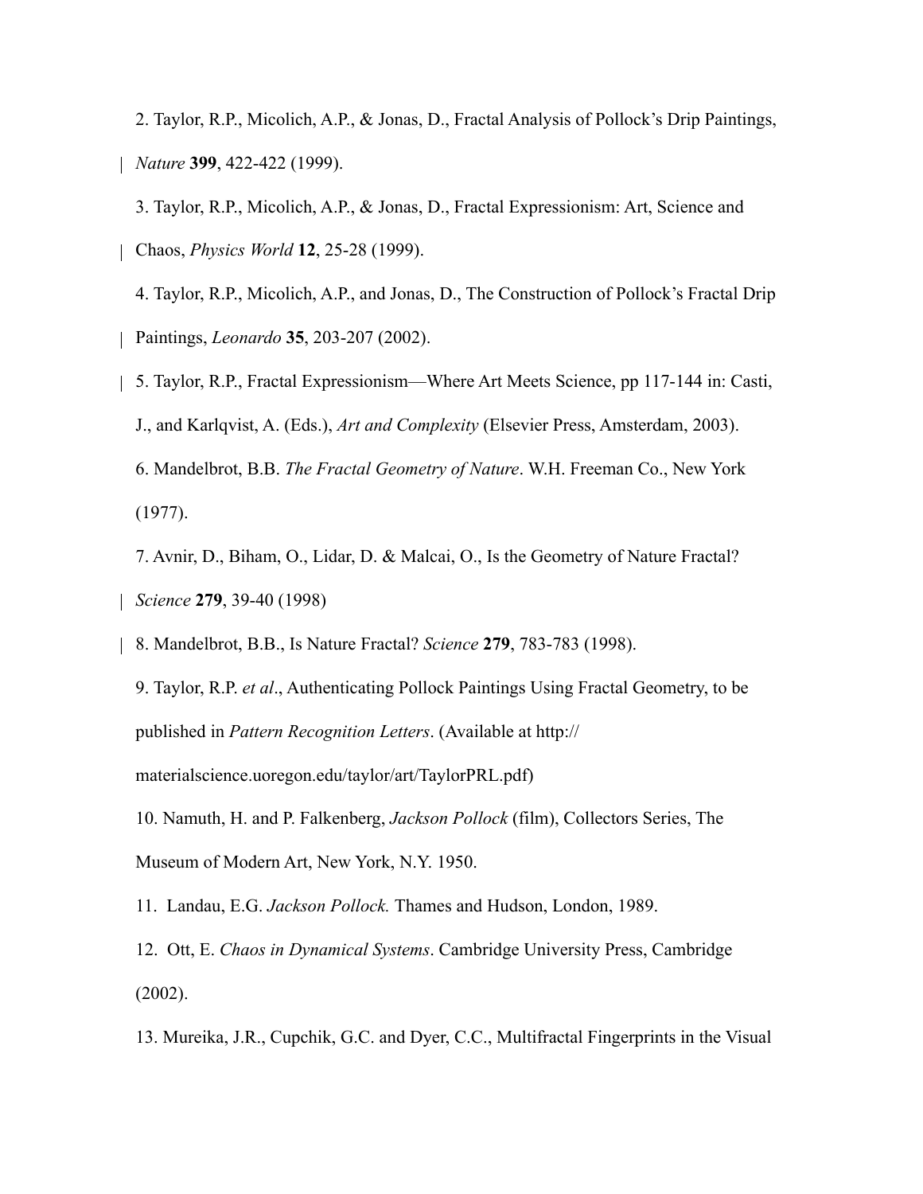2. Taylor, R.P., Micolich, A.P., & Jonas, D., Fractal Analysis of Pollock's Drip Paintings, *Nature* **399**, 422-422 (1999).

3. Taylor, R.P., Micolich, A.P., & Jonas, D., Fractal Expressionism: Art, Science and Chaos, *Physics World* **12**, 25-28 (1999).

4. Taylor, R.P., Micolich, A.P., and Jonas, D., The Construction of Pollock's Fractal Drip Paintings, *Leonardo* **35**, 203-207 (2002).

5. Taylor, R.P., Fractal Expressionism—Where Art Meets Science, pp 117-144 in: Casti, J., and Karlqvist, A. (Eds.), *Art and Complexity* (Elsevier Press, Amsterdam, 2003).

6. Mandelbrot, B.B. *The Fractal Geometry of Nature*. W.H. Freeman Co., New York (1977).

7. Avnir, D., Biham, O., Lidar, D. & Malcai, O., Is the Geometry of Nature Fractal? *Science* **279**, 39-40 (1998)

8. Mandelbrot, B.B., Is Nature Fractal? *Science* **279**, 783-783 (1998).

9. Taylor, R.P. *et al*., Authenticating Pollock Paintings Using Fractal Geometry, to be published in *Pattern Recognition Letters*. (Available at http://materialscience.uoregon.edu/taylor/art/TaylorPRL.pdf)

10. Namuth, H. and P. Falkenberg, *Jackson Pollock* (film), Collectors Series, The Museum of Modern Art, New York, N.Y. 1950.

11. Landau, E.G. *Jackson Pollock.* Thames and Hudson, London, 1989.

12. Ott, E. *Chaos in Dynamical Systems*. Cambridge University Press, Cambridge (2002).

13. Mureika, J.R., Cupchik, G.C. and Dyer, C.C., Multifractal Fingerprints in the Visual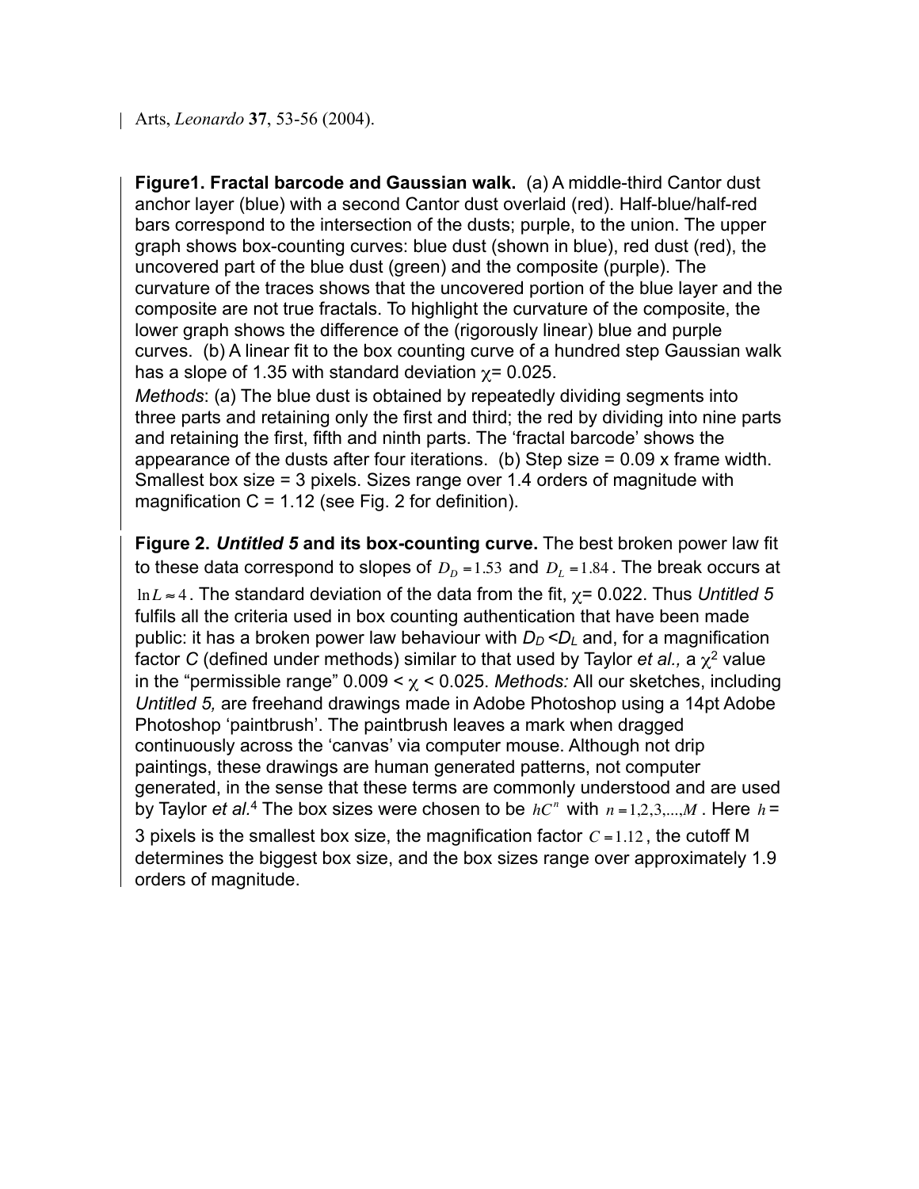Arts, *Leonardo* **37**, 53-56 (2004).

**Figure1. Fractal barcode and Gaussian walk.** (a) A middle-third Cantor dust anchor layer (blue) with a second Cantor dust overlaid (red). Half-blue/half-red bars correspond to the intersection of the dusts; purple, to the union. The upper graph shows box-counting curves: blue dust (shown in blue), red dust (red), the uncovered part of the blue dust (green) and the composite (purple). The curvature of the traces shows that the uncovered portion of the blue layer and the composite are not true fractals. To highlight the curvature of the composite, the lower graph shows the difference of the (rigorously linear) blue and purple curves. (b) A linear fit to the box counting curve of a hundred step Gaussian walk has a slope of 1.35 with standard deviation $\chi$= 0.025.
*Methods*: (a) The blue dust is obtained by repeatedly dividing segments into three parts and retaining only the first and third; the red by dividing into nine parts and retaining the first, fifth and ninth parts. The 'fractal barcode' shows the appearance of the dusts after four iterations. (b) Step size = 0.09 x frame width. Smallest box size = 3 pixels. Sizes range over 1.4 orders of magnitude with magnification C = 1.12 (see Fig. 2 for definition).

**Figure 2. *Untitled 5* and its box-counting curve.** The best broken power law fit to these data correspond to slopes of $D_D = 1.53$ and $D_L = 1.84$. The break occurs at $\ln L \approx 4$. The standard deviation of the data from the fit, $\chi$= 0.022. Thus *Untitled 5* fulfils all the criteria used in box counting authentication that have been made public: it has a broken power law behaviour with $D_D < D_L$ and, for a magnification factor *C* (defined under methods) similar to that used by Taylor *et al.,* a $\chi^2$ value in the "permissible range" $0.009 < \chi < 0.025$. *Methods:* All our sketches, including *Untitled 5,* are freehand drawings made in Adobe Photoshop using a 14pt Adobe Photoshop 'paintbrush'. The paintbrush leaves a mark when dragged continuously across the 'canvas' via computer mouse. Although not drip paintings, these drawings are human generated patterns, not computer generated, in the sense that these terms are commonly understood and are used by Taylor *et al.*[4] The box sizes were chosen to be $hC^n$ with $n = 1,2,3,...,M$ . Here $h$ = 3 pixels is the smallest box size, the magnification factor $C = 1.12$, the cutoff M determines the biggest box size, and the box sizes range over approximately 1.9 orders of magnitude.